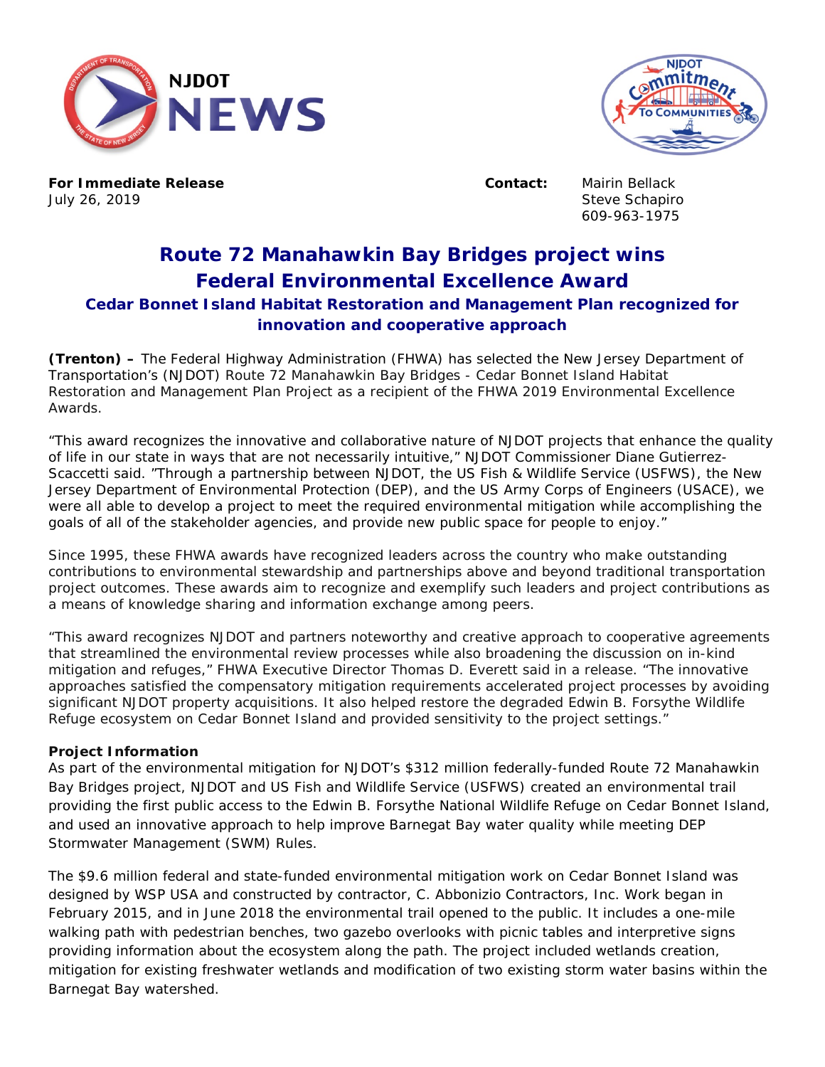**For Immediate Release**
July 26, 2019

**Contact:** Mairin Bellack
Steve Schapiro
609-963-1975

# Route 72 Manahawkin Bay Bridges project wins Federal Environmental Excellence Award

### Cedar Bonnet Island Habitat Restoration and Management Plan recognized for innovation and cooperative approach

**(Trenton) –** The Federal Highway Administration (FHWA) has selected the New Jersey Department of Transportation's (NJDOT) Route 72 Manahawkin Bay Bridges - Cedar Bonnet Island Habitat Restoration and Management Plan Project as a recipient of the FHWA 2019 Environmental Excellence Awards.

"This award recognizes the innovative and collaborative nature of NJDOT projects that enhance the quality of life in our state in ways that are not necessarily intuitive," NJDOT Commissioner Diane Gutierrez-Scaccetti said. "Through a partnership between NJDOT, the US Fish & Wildlife Service (USFWS), the New Jersey Department of Environmental Protection (DEP), and the US Army Corps of Engineers (USACE), we were all able to develop a project to meet the required environmental mitigation while accomplishing the goals of all of the stakeholder agencies, and provide new public space for people to enjoy."

Since 1995, these FHWA awards have recognized leaders across the country who make outstanding contributions to environmental stewardship and partnerships above and beyond traditional transportation project outcomes. These awards aim to recognize and exemplify such leaders and project contributions as a means of knowledge sharing and information exchange among peers.

"This award recognizes NJDOT and partners noteworthy and creative approach to cooperative agreements that streamlined the environmental review processes while also broadening the discussion on in-kind mitigation and refuges," FHWA Executive Director Thomas D. Everett said in a release. "The innovative approaches satisfied the compensatory mitigation requirements accelerated project processes by avoiding significant NJDOT property acquisitions. It also helped restore the degraded Edwin B. Forsythe Wildlife Refuge ecosystem on Cedar Bonnet Island and provided sensitivity to the project settings."

**Project Information**

As part of the environmental mitigation for NJDOT's $312 million federally-funded Route 72 Manahawkin Bay Bridges project, NJDOT and US Fish and Wildlife Service (USFWS) created an environmental trail providing the first public access to the Edwin B. Forsythe National Wildlife Refuge on Cedar Bonnet Island, and used an innovative approach to help improve Barnegat Bay water quality while meeting DEP Stormwater Management (SWM) Rules.

The $9.6 million federal and state-funded environmental mitigation work on Cedar Bonnet Island was designed by WSP USA and constructed by contractor, C. Abbonizio Contractors, Inc. Work began in February 2015, and in June 2018 the environmental trail opened to the public. It includes a one-mile walking path with pedestrian benches, two gazebo overlooks with picnic tables and interpretive signs providing information about the ecosystem along the path. The project included wetlands creation, mitigation for existing freshwater wetlands and modification of two existing storm water basins within the Barnegat Bay watershed.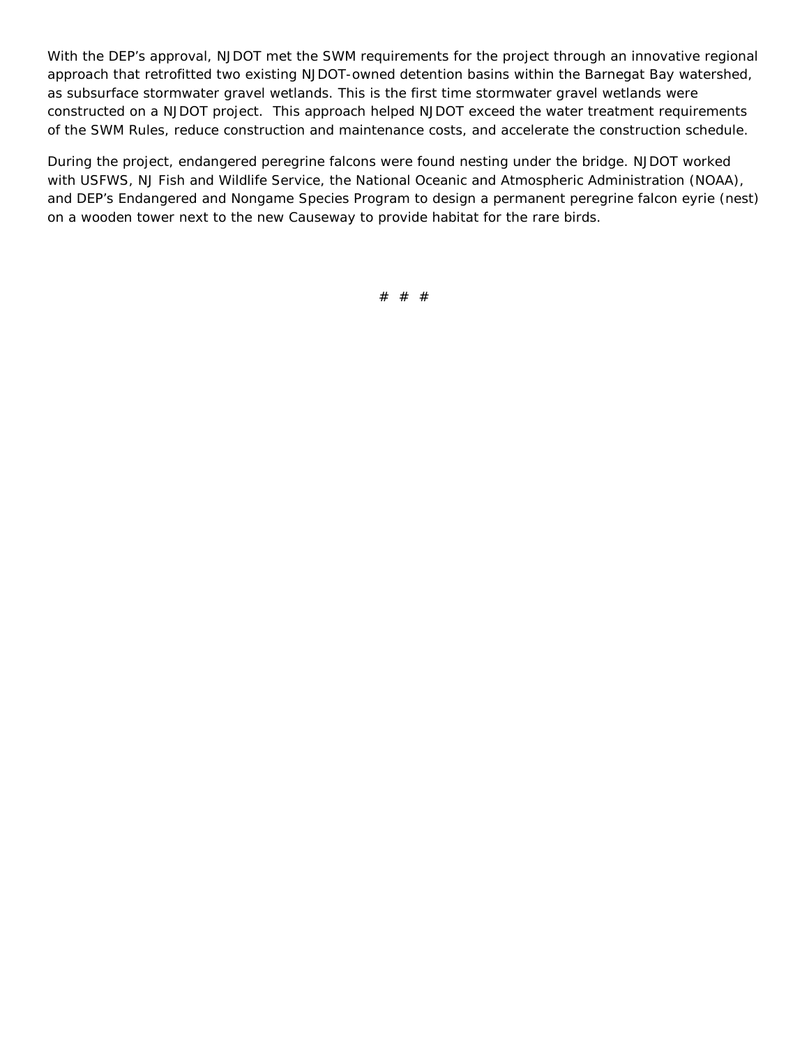With the DEP's approval, NJDOT met the SWM requirements for the project through an innovative regional approach that retrofitted two existing NJDOT-owned detention basins within the Barnegat Bay watershed, as subsurface stormwater gravel wetlands. This is the first time stormwater gravel wetlands were constructed on a NJDOT project. This approach helped NJDOT exceed the water treatment requirements of the SWM Rules, reduce construction and maintenance costs, and accelerate the construction schedule.

During the project, endangered peregrine falcons were found nesting under the bridge. NJDOT worked with USFWS, NJ Fish and Wildlife Service, the National Oceanic and Atmospheric Administration (NOAA), and DEP's Endangered and Nongame Species Program to design a permanent peregrine falcon eyrie (nest) on a wooden tower next to the new Causeway to provide habitat for the rare birds.

# # #